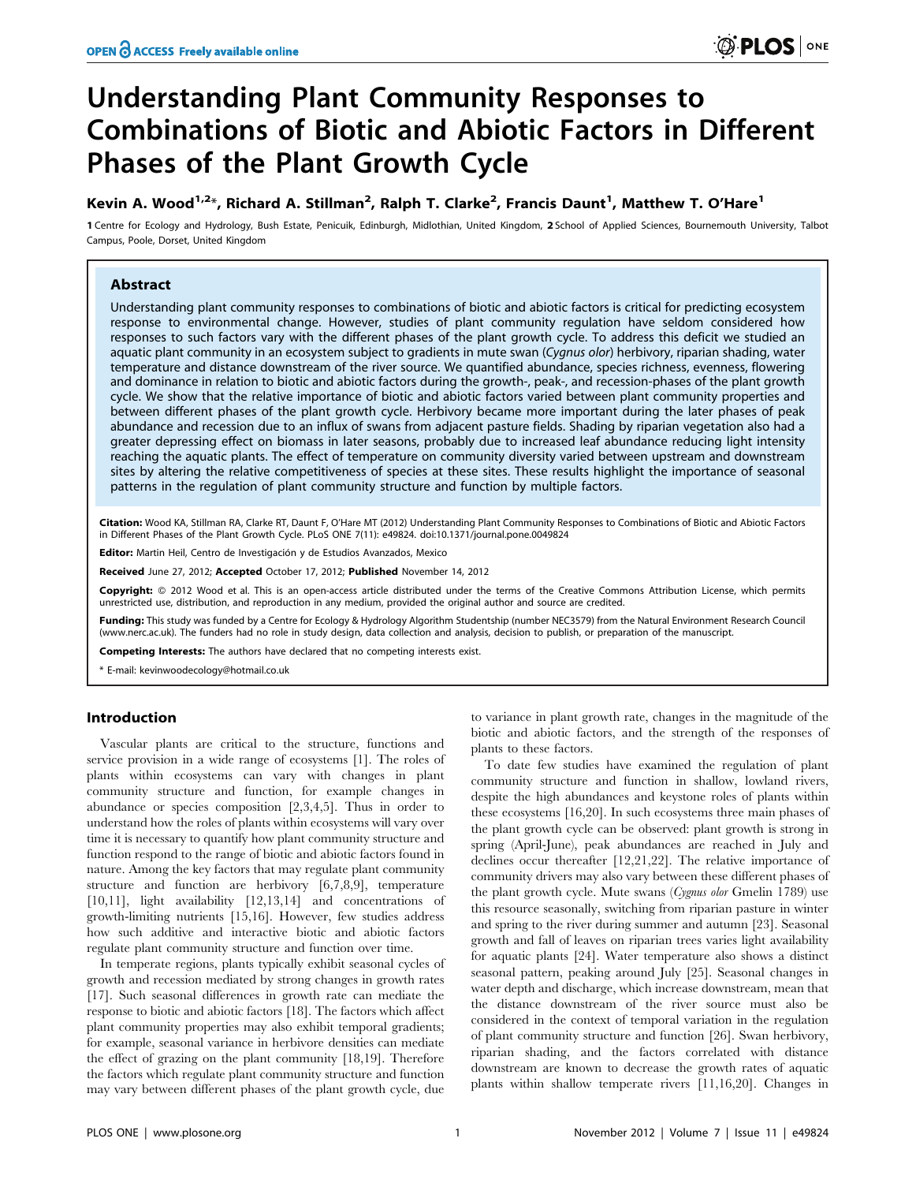# Understanding Plant Community Responses to Combinations of Biotic and Abiotic Factors in Different Phases of the Plant Growth Cycle

**Kevin A. Wood[1,2]*, Richard A. Stillman[2], Ralph T. Clarke[2], Francis Daunt[1], Matthew T. O'Hare[1]**

**1** Centre for Ecology and Hydrology, Bush Estate, Penicuik, Edinburgh, Midlothian, United Kingdom, **2** School of Applied Sciences, Bournemouth University, Talbot Campus, Poole, Dorset, United Kingdom

## Abstract

Understanding plant community responses to combinations of biotic and abiotic factors is critical for predicting ecosystem response to environmental change. However, studies of plant community regulation have seldom considered how responses to such factors vary with the different phases of the plant growth cycle. To address this deficit we studied an aquatic plant community in an ecosystem subject to gradients in mute swan (*Cygnus olor*) herbivory, riparian shading, water temperature and distance downstream of the river source. We quantified abundance, species richness, evenness, flowering and dominance in relation to biotic and abiotic factors during the growth-, peak-, and recession-phases of the plant growth cycle. We show that the relative importance of biotic and abiotic factors varied between plant community properties and between different phases of the plant growth cycle. Herbivory became more important during the later phases of peak abundance and recession due to an influx of swans from adjacent pasture fields. Shading by riparian vegetation also had a greater depressing effect on biomass in later seasons, probably due to increased leaf abundance reducing light intensity reaching the aquatic plants. The effect of temperature on community diversity varied between upstream and downstream sites by altering the relative competitiveness of species at these sites. These results highlight the importance of seasonal patterns in the regulation of plant community structure and function by multiple factors.

**Citation:** Wood KA, Stillman RA, Clarke RT, Daunt F, O'Hare MT (2012) Understanding Plant Community Responses to Combinations of Biotic and Abiotic Factors in Different Phases of the Plant Growth Cycle. PLoS ONE 7(11): e49824. doi:10.1371/journal.pone.0049824

**Editor:** Martin Heil, Centro de Investigación y de Estudios Avanzados, Mexico

**Received** June 27, 2012; **Accepted** October 17, 2012; **Published** November 14, 2012

**Copyright:** © 2012 Wood et al. This is an open-access article distributed under the terms of the Creative Commons Attribution License, which permits unrestricted use, distribution, and reproduction in any medium, provided the original author and source are credited.

**Funding:** This study was funded by a Centre for Ecology & Hydrology Algorithm Studentship (number NEC3579) from the Natural Environment Research Council (www.nerc.ac.uk). The funders had no role in study design, data collection and analysis, decision to publish, or preparation of the manuscript.

**Competing Interests:** The authors have declared that no competing interests exist.

\* E-mail: kevinwoodecology@hotmail.co.uk

## Introduction

Vascular plants are critical to the structure, functions and service provision in a wide range of ecosystems [1]. The roles of plants within ecosystems can vary with changes in plant community structure and function, for example changes in abundance or species composition [2,3,4,5]. Thus in order to understand how the roles of plants within ecosystems will vary over time it is necessary to quantify how plant community structure and function respond to the range of biotic and abiotic factors found in nature. Among the key factors that may regulate plant community structure and function are herbivory [6,7,8,9], temperature [10,11], light availability [12,13,14] and concentrations of growth-limiting nutrients [15,16]. However, few studies address how such additive and interactive biotic and abiotic factors regulate plant community structure and function over time.

In temperate regions, plants typically exhibit seasonal cycles of growth and recession mediated by strong changes in growth rates [17]. Such seasonal differences in growth rate can mediate the response to biotic and abiotic factors [18]. The factors which affect plant community properties may also exhibit temporal gradients; for example, seasonal variance in herbivore densities can mediate the effect of grazing on the plant community [18,19]. Therefore the factors which regulate plant community structure and function may vary between different phases of the plant growth cycle, due to variance in plant growth rate, changes in the magnitude of the biotic and abiotic factors, and the strength of the responses of plants to these factors.

To date few studies have examined the regulation of plant community structure and function in shallow, lowland rivers, despite the high abundances and keystone roles of plants within these ecosystems [16,20]. In such ecosystems three main phases of the plant growth cycle can be observed: plant growth is strong in spring (April-June), peak abundances are reached in July and declines occur thereafter [12,21,22]. The relative importance of community drivers may also vary between these different phases of the plant growth cycle. Mute swans (*Cygnus olor* Gmelin 1789) use this resource seasonally, switching from riparian pasture in winter and spring to the river during summer and autumn [23]. Seasonal growth and fall of leaves on riparian trees varies light availability for aquatic plants [24]. Water temperature also shows a distinct seasonal pattern, peaking around July [25]. Seasonal changes in water depth and discharge, which increase downstream, mean that the distance downstream of the river source must also be considered in the context of temporal variation in the regulation of plant community structure and function [26]. Swan herbivory, riparian shading, and the factors correlated with distance downstream are known to decrease the growth rates of aquatic plants within shallow temperate rivers [11,16,20]. Changes in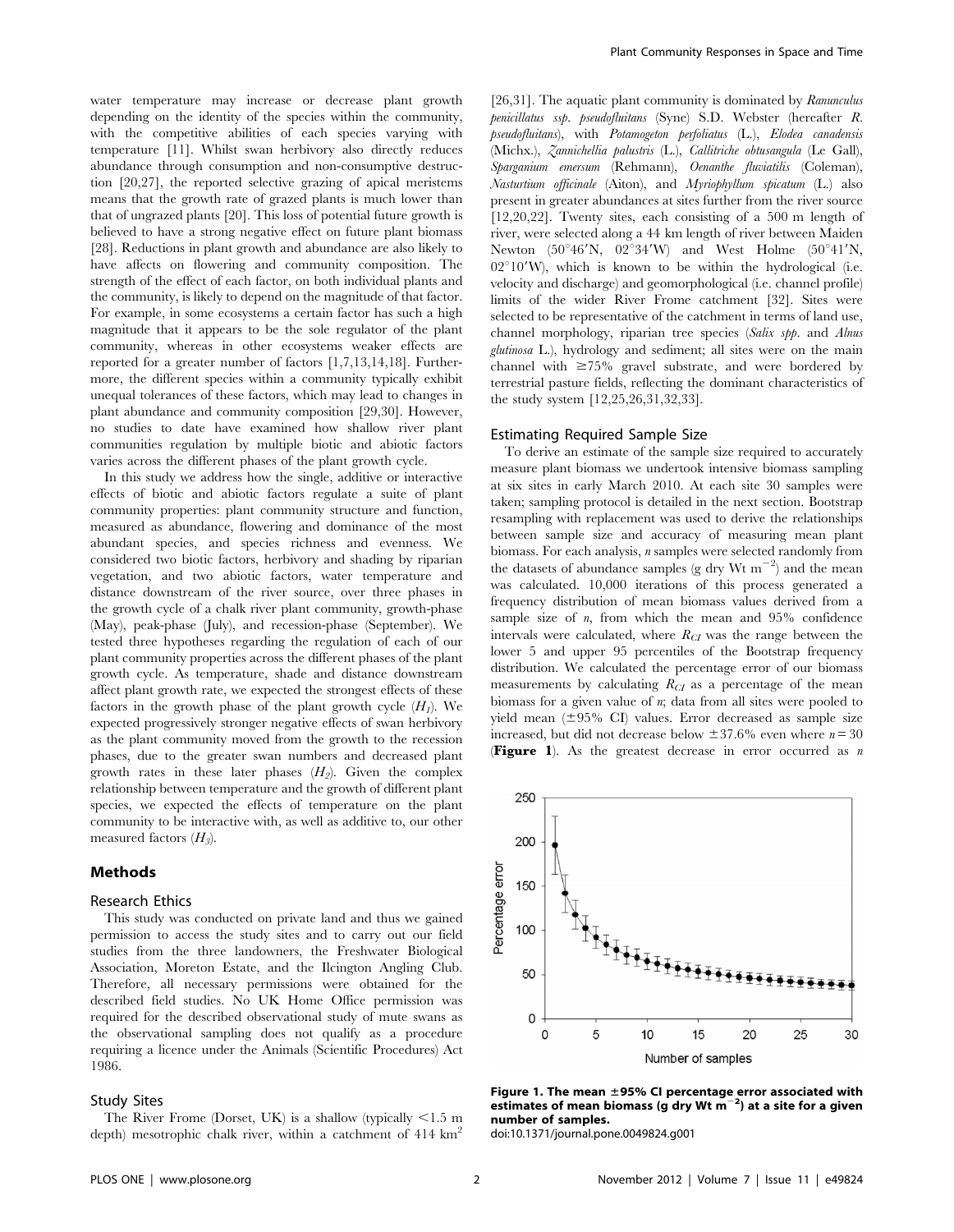water temperature may increase or decrease plant growth depending on the identity of the species within the community, with the competitive abilities of each species varying with temperature [11]. Whilst swan herbivory also directly reduces abundance through consumption and non-consumptive destruction [20,27], the reported selective grazing of apical meristems means that the growth rate of grazed plants is much lower than that of ungrazed plants [20]. This loss of potential future growth is believed to have a strong negative effect on future plant biomass [28]. Reductions in plant growth and abundance are also likely to have affects on flowering and community composition. The strength of the effect of each factor, on both individual plants and the community, is likely to depend on the magnitude of that factor. For example, in some ecosystems a certain factor has such a high magnitude that it appears to be the sole regulator of the plant community, whereas in other ecosystems weaker effects are reported for a greater number of factors [1,7,13,14,18]. Furthermore, the different species within a community typically exhibit unequal tolerances of these factors, which may lead to changes in plant abundance and community composition [29,30]. However, no studies to date have examined how shallow river plant communities regulation by multiple biotic and abiotic factors varies across the different phases of the plant growth cycle.

In this study we address how the single, additive or interactive effects of biotic and abiotic factors regulate a suite of plant community properties: plant community structure and function, measured as abundance, flowering and dominance of the most abundant species, and species richness and evenness. We considered two biotic factors, herbivory and shading by riparian vegetation, and two abiotic factors, water temperature and distance downstream of the river source, over three phases in the growth cycle of a chalk river plant community, growth-phase (May), peak-phase (July), and recession-phase (September). We tested three hypotheses regarding the regulation of each of our plant community properties across the different phases of the plant growth cycle. As temperature, shade and distance downstream affect plant growth rate, we expected the strongest effects of these factors in the growth phase of the plant growth cycle ($H_1$). We expected progressively stronger negative effects of swan herbivory as the plant community moved from the growth to the recession phases, due to the greater swan numbers and decreased plant growth rates in these later phases ($H_2$). Given the complex relationship between temperature and the growth of different plant species, we expected the effects of temperature on the plant community to be interactive with, as well as additive to, our other measured factors ($H_3$).

## Methods

### Research Ethics

This study was conducted on private land and thus we gained permission to access the study sites and to carry out our field studies from the three landowners, the Freshwater Biological Association, Moreton Estate, and the Ilcington Angling Club. Therefore, all necessary permissions were obtained for the described field studies. No UK Home Office permission was required for the described observational study of mute swans as the observational sampling does not qualify as a procedure requiring a licence under the Animals (Scientific Procedures) Act 1986.

### Study Sites

The River Frome (Dorset, UK) is a shallow (typically <1.5 m depth) mesotrophic chalk river, within a catchment of 414 km$^2$ [26,31]. The aquatic plant community is dominated by *Ranunculus penicillatus ssp. pseudofluitans* (Syne) S.D. Webster (hereafter *R. pseudofluitans*), with *Potamogeton perfoliatus* (L.), *Elodea canadensis* (Michx.), *Zannichellia palustris* (L.), *Callitriche obtusangula* (Le Gall), *Sparganium emersum* (Rehmann), *Oenanthe fluviatilis* (Coleman), *Nasturtium officinale* (Aiton), and *Myriophyllum spicatum* (L.) also present in greater abundances at sites further from the river source [12,20,22]. Twenty sites, each consisting of a 500 m length of river, were selected along a 44 km length of river between Maiden Newton (50°46′N, 02°34′W) and West Holme (50°41′N, 02°10′W), which is known to be within the hydrological (i.e. velocity and discharge) and geomorphological (i.e. channel profile) limits of the wider River Frome catchment [32]. Sites were selected to be representative of the catchment in terms of land use, channel morphology, riparian tree species (*Salix spp.* and *Alnus glutinosa* L.), hydrology and sediment; all sites were on the main channel with ≥75% gravel substrate, and were bordered by terrestrial pasture fields, reflecting the dominant characteristics of the study system [12,25,26,31,32,33].

### Estimating Required Sample Size

To derive an estimate of the sample size required to accurately measure plant biomass we undertook intensive biomass sampling at six sites in early March 2010. At each site 30 samples were taken; sampling protocol is detailed in the next section. Bootstrap resampling with replacement was used to derive the relationships between sample size and accuracy of measuring mean plant biomass. For each analysis, *n* samples were selected randomly from the datasets of abundance samples (g dry Wt m$^{-2}$) and the mean was calculated. 10,000 iterations of this process generated a frequency distribution of mean biomass values derived from a sample size of *n*, from which the mean and 95% confidence intervals were calculated, where $R_{CI}$ was the range between the lower 5 and upper 95 percentiles of the Bootstrap frequency distribution. We calculated the percentage error of our biomass measurements by calculating $R_{CI}$ as a percentage of the mean biomass for a given value of *n*; data from all sites were pooled to yield mean (±95% CI) values. Error decreased as sample size increased, but did not decrease below ±37.6% even where $n = 30$ (**Figure 1**). As the greatest decrease in error occurred as *n*

**Figure 1. The mean ±95% CI percentage error associated with estimates of mean biomass (g dry Wt m$^{-2}$) at a site for a given number of samples.**
doi:10.1371/journal.pone.0049824.g001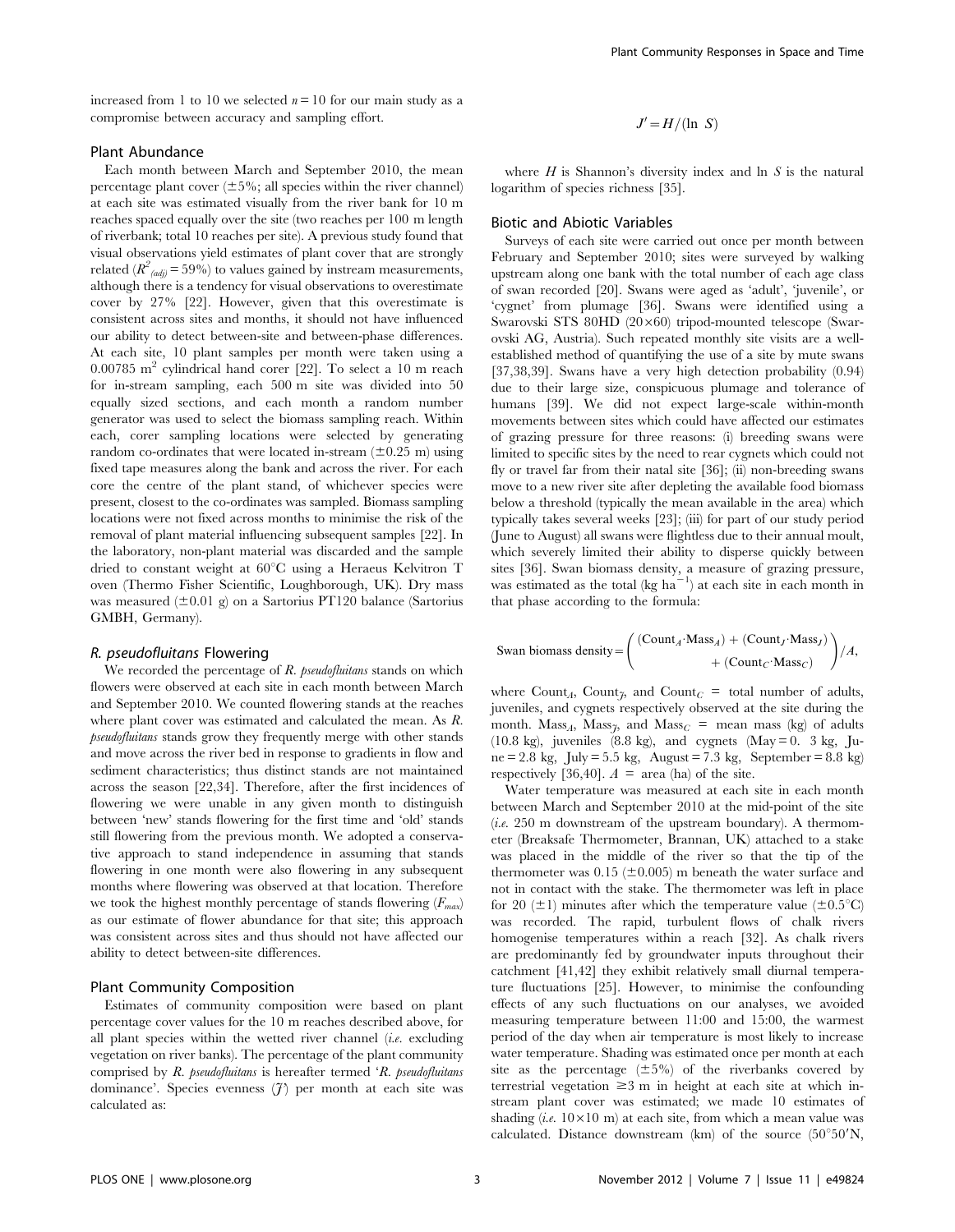increased from 1 to 10 we selected $n = 10$ for our main study as a compromise between accuracy and sampling effort.

## Plant Abundance

Each month between March and September 2010, the mean percentage plant cover (±5%; all species within the river channel) at each site was estimated visually from the river bank for 10 m reaches spaced equally over the site (two reaches per 100 m length of riverbank; total 10 reaches per site). A previous study found that visual observations yield estimates of plant cover that are strongly related ($R^2_{(adj)} = 59\%$) to values gained by instream measurements, although there is a tendency for visual observations to overestimate cover by 27% [22]. However, given that this overestimate is consistent across sites and months, it should not have influenced our ability to detect between-site and between-phase differences. At each site, 10 plant samples per month were taken using a 0.00785 $m^2$ cylindrical hand corer [22]. To select a 10 m reach for in-stream sampling, each 500 m site was divided into 50 equally sized sections, and each month a random number generator was used to select the biomass sampling reach. Within each, corer sampling locations were selected by generating random co-ordinates that were located in-stream (±0.25 m) using fixed tape measures along the bank and across the river. For each core the centre of the plant stand, of whichever species were present, closest to the co-ordinates was sampled. Biomass sampling locations were not fixed across months to minimise the risk of the removal of plant material influencing subsequent samples [22]. In the laboratory, non-plant material was discarded and the sample dried to constant weight at 60°C using a Heraeus Kelvitron T oven (Thermo Fisher Scientific, Loughborough, UK). Dry mass was measured (±0.01 g) on a Sartorius PT120 balance (Sartorius GMBH, Germany).

## *R. pseudofluitans* Flowering

We recorded the percentage of *R. pseudofluitans* stands on which flowers were observed at each site in each month between March and September 2010. We counted flowering stands at the reaches where plant cover was estimated and calculated the mean. As *R. pseudofluitans* stands grow they frequently merge with other stands and move across the river bed in response to gradients in flow and sediment characteristics; thus distinct stands are not maintained across the season [22,34]. Therefore, after the first incidences of flowering we were unable in any given month to distinguish between 'new' stands flowering for the first time and 'old' stands still flowering from the previous month. We adopted a conservative approach to stand independence in assuming that stands flowering in one month were also flowering in any subsequent months where flowering was observed at that location. Therefore we took the highest monthly percentage of stands flowering ($F_{max}$) as our estimate of flower abundance for that site; this approach was consistent across sites and thus should not have affected our ability to detect between-site differences.

## Plant Community Composition

Estimates of community composition were based on plant percentage cover values for the 10 m reaches described above, for all plant species within the wetted river channel (*i.e.* excluding vegetation on river banks). The percentage of the plant community comprised by *R. pseudofluitans* is hereafter termed '*R. pseudofluitans* dominance'. Species evenness ($J'$) per month at each site was calculated as:

$$J' = H/(\ln\ S)$$

where $H$ is Shannon's diversity index and $\ln S$ is the natural logarithm of species richness [35].

## Biotic and Abiotic Variables

Surveys of each site were carried out once per month between February and September 2010; sites were surveyed by walking upstream along one bank with the total number of each age class of swan recorded [20]. Swans were aged as 'adult', 'juvenile', or 'cygnet' from plumage [36]. Swans were identified using a Swarovski STS 80HD (20×60) tripod-mounted telescope (Swarovski AG, Austria). Such repeated monthly site visits are a well-established method of quantifying the use of a site by mute swans [37,38,39]. Swans have a very high detection probability (0.94) due to their large size, conspicuous plumage and tolerance of humans [39]. We did not expect large-scale within-month movements between sites which could have affected our estimates of grazing pressure for three reasons: (i) breeding swans were limited to specific sites by the need to rear cygnets which could not fly or travel far from their natal site [36]; (ii) non-breeding swans move to a new river site after depleting the available food biomass below a threshold (typically the mean available in the area) which typically takes several weeks [23]; (iii) for part of our study period (June to August) all swans were flightless due to their annual moult, which severely limited their ability to disperse quickly between sites [36]. Swan biomass density, a measure of grazing pressure, was estimated as the total (kg $ha^{-1}$) at each site in each month in that phase according to the formula:

$$\text{Swan biomass density} = \left( \begin{array}{c} (\text{Count}_A \cdot \text{Mass}_A) + (\text{Count}_J \cdot \text{Mass}_J) \\ + (\text{Count}_C \cdot \text{Mass}_C) \end{array} \right) / A,$$

where $\text{Count}_A$, $\text{Count}_J$, and $\text{Count}_C$ = total number of adults, juveniles, and cygnets respectively observed at the site during the month. $\text{Mass}_A$, $\text{Mass}_J$, and $\text{Mass}_C$ = mean mass (kg) of adults (10.8 kg), juveniles (8.8 kg), and cygnets (May = 0. 3 kg, June = 2.8 kg, July = 5.5 kg, August = 7.3 kg, September = 8.8 kg) respectively [36,40]. $A$ = area (ha) of the site.

Water temperature was measured at each site in each month between March and September 2010 at the mid-point of the site (*i.e.* 250 m downstream of the upstream boundary). A thermometer (Breaksafe Thermometer, Brannan, UK) attached to a stake was placed in the middle of the river so that the tip of the thermometer was 0.15 (±0.005) m beneath the water surface and not in contact with the stake. The thermometer was left in place for 20 (±1) minutes after which the temperature value (±0.5°C) was recorded. The rapid, turbulent flows of chalk rivers homogenise temperatures within a reach [32]. As chalk rivers are predominantly fed by groundwater inputs throughout their catchment [41,42] they exhibit relatively small diurnal temperature fluctuations [25]. However, to minimise the confounding effects of any such fluctuations on our analyses, we avoided measuring temperature between 11:00 and 15:00, the warmest period of the day when air temperature is most likely to increase water temperature. Shading was estimated once per month at each site as the percentage (±5%) of the riverbanks covered by terrestrial vegetation ≥3 m in height at each site at which in-stream plant cover was estimated; we made 10 estimates of shading (*i.e.* 10×10 m) at each site, from which a mean value was calculated. Distance downstream (km) of the source (50°50′N,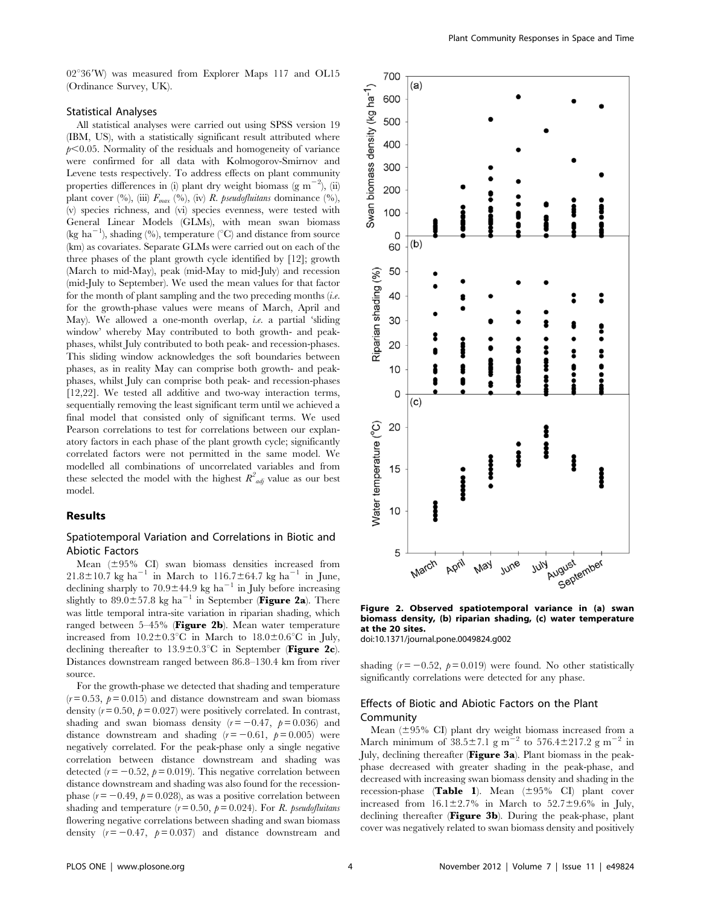02°36′W) was measured from Explorer Maps 117 and OL15 (Ordinance Survey, UK).

### Statistical Analyses

All statistical analyses were carried out using SPSS version 19 (IBM, US), with a statistically significant result attributed where $p<0.05$. Normality of the residuals and homogeneity of variance were confirmed for all data with Kolmogorov-Smirnov and Levene tests respectively. To address effects on plant community properties differences in (i) plant dry weight biomass (g $m^{-2}$), (ii) plant cover (%), (iii) $F_{max}$ (%), (iv) *R. pseudofluitans* dominance (%), (v) species richness, and (vi) species evenness, were tested with General Linear Models (GLMs), with mean swan biomass (kg $ha^{-1}$), shading (%), temperature (°C) and distance from source (km) as covariates. Separate GLMs were carried out on each of the three phases of the plant growth cycle identified by [12]; growth (March to mid-May), peak (mid-May to mid-July) and recession (mid-July to September). We used the mean values for that factor for the month of plant sampling and the two preceding months (*i.e.* for the growth-phase values were means of March, April and May). We allowed a one-month overlap, *i.e.* a partial 'sliding window' whereby May contributed to both growth- and peak-phases, whilst July contributed to both peak- and recession-phases. This sliding window acknowledges the soft boundaries between phases, as in reality May can comprise both growth- and peak-phases, whilst July can comprise both peak- and recession-phases [12,22]. We tested all additive and two-way interaction terms, sequentially removing the least significant term until we achieved a final model that consisted only of significant terms. We used Pearson correlations to test for correlations between our explanatory factors in each phase of the plant growth cycle; significantly correlated factors were not permitted in the same model. We modelled all combinations of uncorrelated variables and from these selected the model with the highest $R^2_{adj}$ value as our best model.

## Results

### Spatiotemporal Variation and Correlations in Biotic and Abiotic Factors

Mean (±95% CI) swan biomass densities increased from $21.8\pm10.7$ kg $ha^{-1}$ in March to $116.7\pm64.7$ kg $ha^{-1}$ in June, declining sharply to $70.9\pm44.9$ kg $ha^{-1}$ in July before increasing slightly to $89.0\pm57.8$ kg $ha^{-1}$ in September (**Figure 2a**). There was little temporal intra-site variation in riparian shading, which ranged between 5–45% (**Figure 2b**). Mean water temperature increased from $10.2\pm0.3$°C in March to $18.0\pm0.6$°C in July, declining thereafter to $13.9\pm0.3$°C in September (**Figure 2c**). Distances downstream ranged between 86.8–130.4 km from river source.

For the growth-phase we detected that shading and temperature ($r=0.53$, $p=0.015$) and distance downstream and swan biomass density ($r=0.50$, $p=0.027$) were positively correlated. In contrast, shading and swan biomass density ($r=-0.47$, $p=0.036$) and distance downstream and shading ($r=-0.61$, $p=0.005$) were negatively correlated. For the peak-phase only a single negative correlation between distance downstream and shading was detected ($r=-0.52$, $p=0.019$). This negative correlation between distance downstream and shading was also found for the recession-phase ($r=-0.49$, $p=0.028$), as was a positive correlation between shading and temperature ($r=0.50$, $p=0.024$). For *R. pseudofluitans* flowering negative correlations between shading and swan biomass density ($r=-0.47$, $p=0.037$) and distance downstream and shading ($r=-0.52$, $p=0.019$) were found. No other statistically significantly correlations were detected for any phase.

**Figure 2. Observed spatiotemporal variance in (a) swan biomass density, (b) riparian shading, (c) water temperature at the 20 sites.**
doi:10.1371/journal.pone.0049824.g002

### Effects of Biotic and Abiotic Factors on the Plant Community

Mean (±95% CI) plant dry weight biomass increased from a March minimum of $38.5\pm7.1$ g $m^{-2}$ to $576.4\pm217.2$ g $m^{-2}$ in July, declining thereafter (**Figure 3a**). Plant biomass in the peak-phase decreased with greater shading in the peak-phase, and decreased with increasing swan biomass density and shading in the recession-phase (**Table 1**). Mean (±95% CI) plant cover increased from $16.1\pm2.7$% in March to $52.7\pm9.6$% in July, declining thereafter (**Figure 3b**). During the peak-phase, plant cover was negatively related to swan biomass density and positively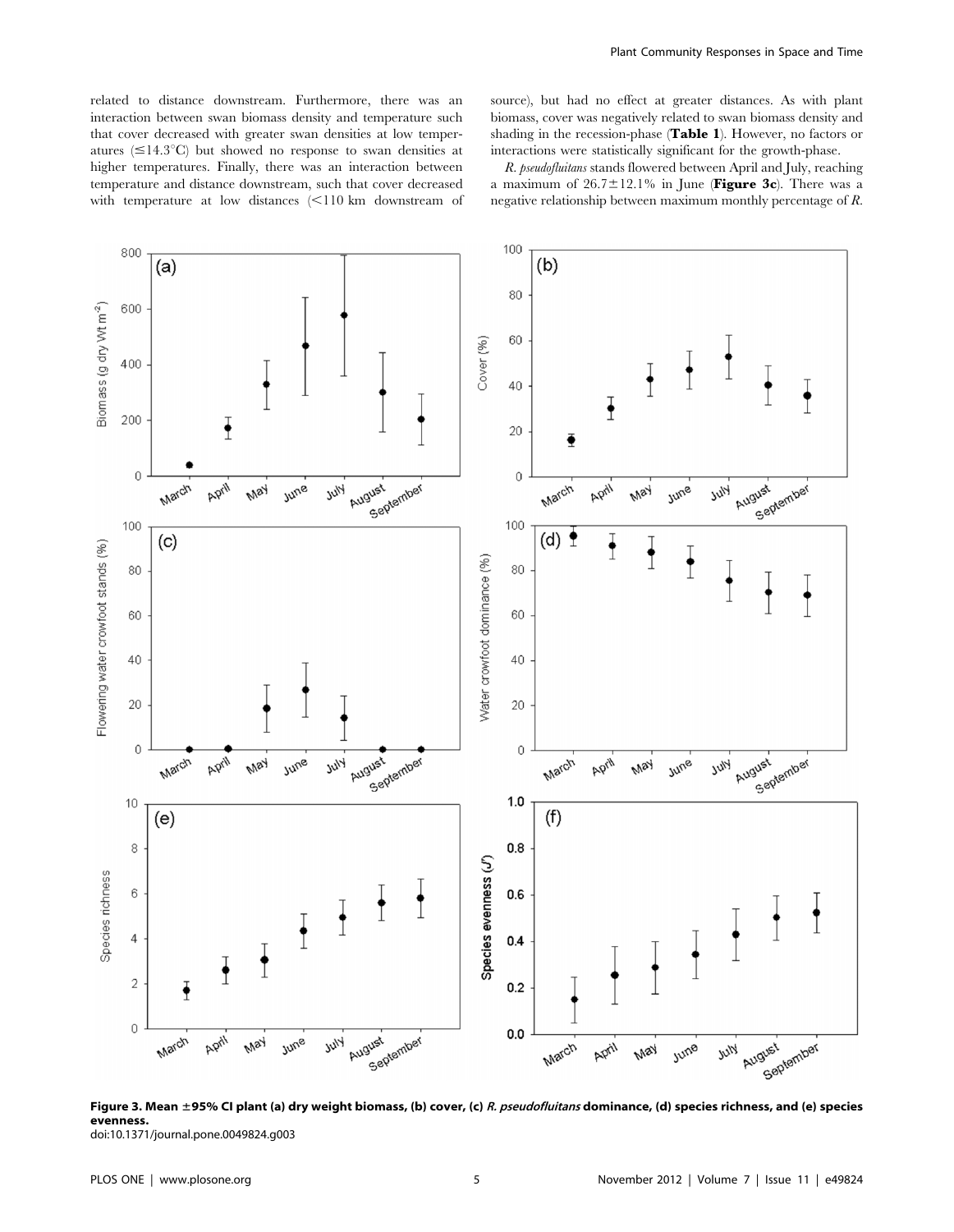related to distance downstream. Furthermore, there was an interaction between swan biomass density and temperature such that cover decreased with greater swan densities at low temperatures (≤14.3°C) but showed no response to swan densities at higher temperatures. Finally, there was an interaction between temperature and distance downstream, such that cover decreased with temperature at low distances (<110 km downstream of source), but had no effect at greater distances. As with plant biomass, cover was negatively related to swan biomass density and shading in the recession-phase (**Table 1**). However, no factors or interactions were statistically significant for the growth-phase.

*R. pseudofluitans* stands flowered between April and July, reaching a maximum of 26.7±12.1% in June (**Figure 3c**). There was a negative relationship between maximum monthly percentage of *R.*

**Figure 3. Mean ±95% CI plant (a) dry weight biomass, (b) cover, (c) *R. pseudofluitans* dominance, (d) species richness, and (e) species evenness.**
doi:10.1371/journal.pone.0049824.g003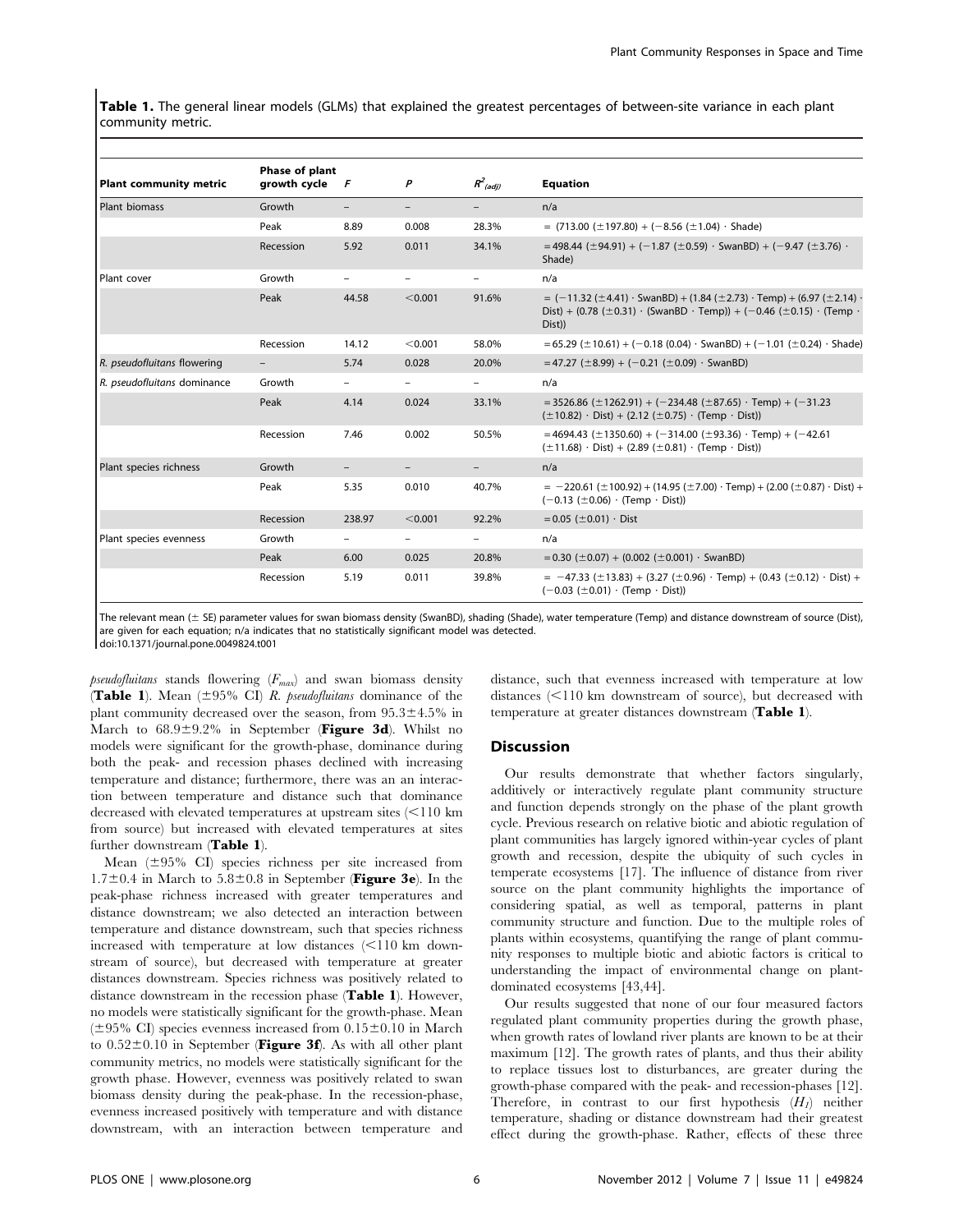**Table 1.** The general linear models (GLMs) that explained the greatest percentages of between-site variance in each plant community metric.

| Plant community metric | Phase of plant growth cycle | $F$ | $P$ | $R^2_{(adj)}$ | Equation |
|---|---|---|---|---|---|
| Plant biomass | Growth | – | – | – | n/a |
| | Peak | 8.89 | 0.008 | 28.3% | $= (713.00\ (\pm 197.80) + (-8.56\ (\pm 1.04) \cdot \text{Shade})$ |
| | Recession | 5.92 | 0.011 | 34.1% | $= 498.44\ (\pm 94.91) + (-1.87\ (\pm 0.59) \cdot \text{SwanBD}) + (-9.47\ (\pm 3.76) \cdot \text{Shade})$ |
| Plant cover | Growth | – | – | – | n/a |
| | Peak | 44.58 | <0.001 | 91.6% | $= (-11.32\ (\pm 4.41) \cdot \text{SwanBD}) + (1.84\ (\pm 2.73) \cdot \text{Temp}) + (6.97\ (\pm 2.14) \cdot \text{Dist}) + (0.78\ (\pm 0.31) \cdot (\text{SwanBD} \cdot \text{Temp})) + (-0.46\ (\pm 0.15) \cdot (\text{Temp} \cdot \text{Dist}))$ |
| | Recession | 14.12 | <0.001 | 58.0% | $= 65.29\ (\pm 10.61) + (-0.18\ (0.04) \cdot \text{SwanBD}) + (-1.01\ (\pm 0.24) \cdot \text{Shade})$ |
| *R. pseudofluitans* flowering | – | 5.74 | 0.028 | 20.0% | $= 47.27\ (\pm 8.99) + (-0.21\ (\pm 0.09) \cdot \text{SwanBD})$ |
| *R. pseudofluitans* dominance | Growth | – | – | – | n/a |
| | Peak | 4.14 | 0.024 | 33.1% | $= 3526.86\ (\pm 1262.91) + (-234.48\ (\pm 87.65) \cdot \text{Temp}) + (-31.23\ (\pm 10.82) \cdot \text{Dist}) + (2.12\ (\pm 0.75) \cdot (\text{Temp} \cdot \text{Dist}))$ |
| | Recession | 7.46 | 0.002 | 50.5% | $= 4694.43\ (\pm 1350.60) + (-314.00\ (\pm 93.36) \cdot \text{Temp}) + (-42.61\ (\pm 11.68) \cdot \text{Dist}) + (2.89\ (\pm 0.81) \cdot (\text{Temp} \cdot \text{Dist}))$ |
| Plant species richness | Growth | – | – | – | n/a |
| | Peak | 5.35 | 0.010 | 40.7% | $= -220.61\ (\pm 100.92) + (14.95\ (\pm 7.00) \cdot \text{Temp}) + (2.00\ (\pm 0.87) \cdot \text{Dist}) + (-0.13\ (\pm 0.06) \cdot (\text{Temp} \cdot \text{Dist}))$ |
| | Recession | 238.97 | <0.001 | 92.2% | $= 0.05\ (\pm 0.01) \cdot \text{Dist}$ |
| Plant species evenness | Growth | – | – | – | n/a |
| | Peak | 6.00 | 0.025 | 20.8% | $= 0.30\ (\pm 0.07) + (0.002\ (\pm 0.001) \cdot \text{SwanBD})$ |
| | Recession | 5.19 | 0.011 | 39.8% | $= -47.33\ (\pm 13.83) + (3.27\ (\pm 0.96) \cdot \text{Temp}) + (0.43\ (\pm 0.12) \cdot \text{Dist}) + (-0.03\ (\pm 0.01) \cdot (\text{Temp} \cdot \text{Dist}))$ |

The relevant mean (± SE) parameter values for swan biomass density (SwanBD), shading (Shade), water temperature (Temp) and distance downstream of source (Dist), are given for each equation; n/a indicates that no statistically significant model was detected.
doi:10.1371/journal.pone.0049824.t001

*pseudofluitans* stands flowering ($F_{max}$) and swan biomass density (**Table 1**). Mean (±95% CI) *R. pseudofluitans* dominance of the plant community decreased over the season, from 95.3±4.5% in March to 68.9±9.2% in September (**Figure 3d**). Whilst no models were significant for the growth-phase, dominance during both the peak- and recession phases declined with increasing temperature and distance; furthermore, there was an an interaction between temperature and distance such that dominance decreased with elevated temperatures at upstream sites (<110 km from source) but increased with elevated temperatures at sites further downstream (**Table 1**).

Mean (±95% CI) species richness per site increased from 1.7±0.4 in March to 5.8±0.8 in September (**Figure 3e**). In the peak-phase richness increased with greater temperatures and distance downstream; we also detected an interaction between temperature and distance downstream, such that species richness increased with temperature at low distances (<110 km downstream of source), but decreased with temperature at greater distances downstream. Species richness was positively related to distance downstream in the recession phase (**Table 1**). However, no models were statistically significant for the growth-phase. Mean (±95% CI) species evenness increased from 0.15±0.10 in March to 0.52±0.10 in September (**Figure 3f**). As with all other plant community metrics, no models were statistically significant for the growth phase. However, evenness was positively related to swan biomass density during the peak-phase. In the recession-phase, evenness increased positively with temperature and with distance downstream, with an interaction between temperature and distance, such that evenness increased with temperature at low distances (<110 km downstream of source), but decreased with temperature at greater distances downstream (**Table 1**).

## Discussion

Our results demonstrate that whether factors singularly, additively or interactively regulate plant community structure and function depends strongly on the phase of the plant growth cycle. Previous research on relative biotic and abiotic regulation of plant communities has largely ignored within-year cycles of plant growth and recession, despite the ubiquity of such cycles in temperate ecosystems [17]. The influence of distance from river source on the plant community highlights the importance of considering spatial, as well as temporal, patterns in plant community structure and function. Due to the multiple roles of plants within ecosystems, quantifying the range of plant community responses to multiple biotic and abiotic factors is critical to understanding the impact of environmental change on plant-dominated ecosystems [43,44].

Our results suggested that none of our four measured factors regulated plant community properties during the growth phase, when growth rates of lowland river plants are known to be at their maximum [12]. The growth rates of plants, and thus their ability to replace tissues lost to disturbances, are greater during the growth-phase compared with the peak- and recession-phases [12]. Therefore, in contrast to our first hypothesis ($H_1$) neither temperature, shading or distance downstream had their greatest effect during the growth-phase. Rather, effects of these three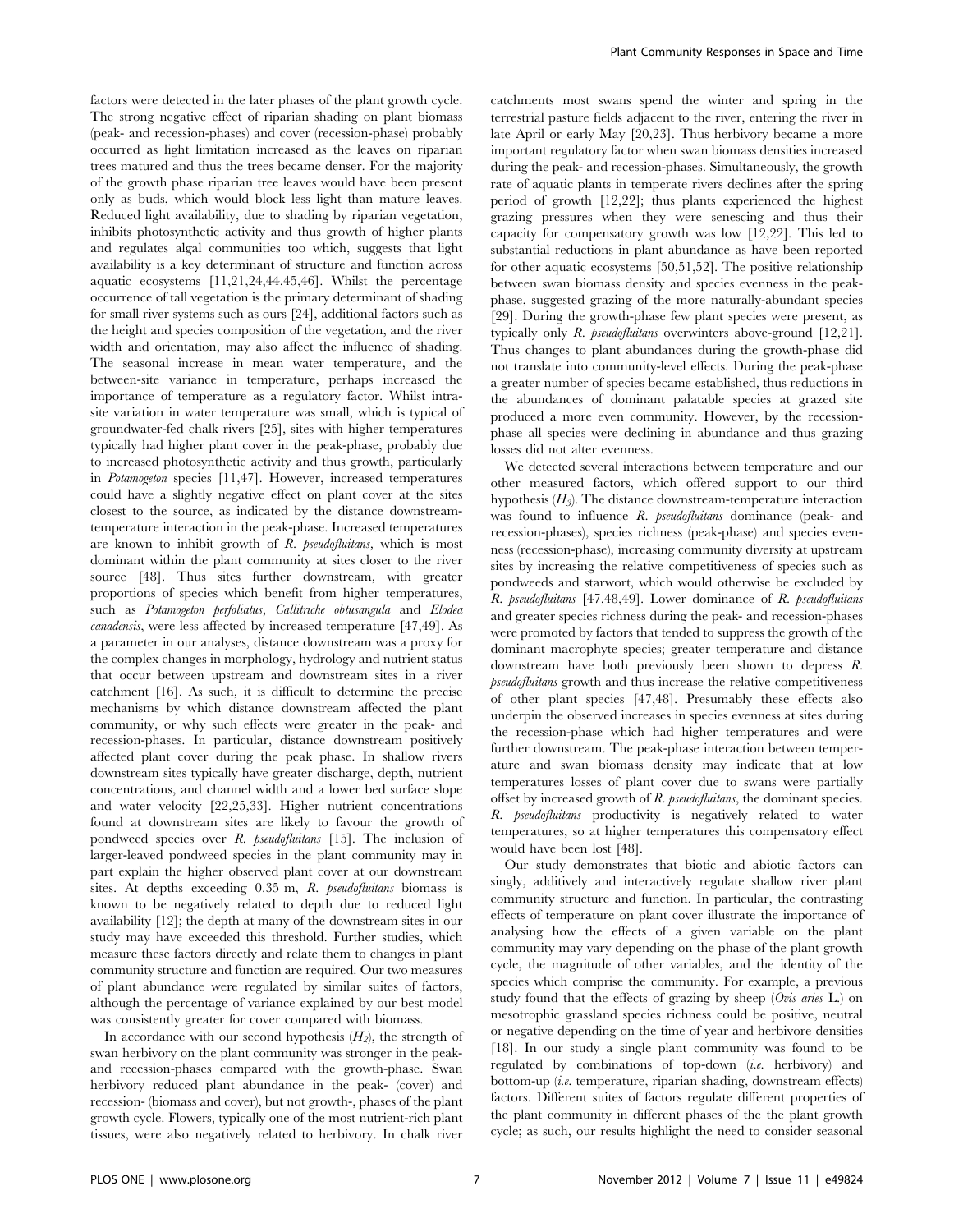factors were detected in the later phases of the plant growth cycle. The strong negative effect of riparian shading on plant biomass (peak- and recession-phases) and cover (recession-phase) probably occurred as light limitation increased as the leaves on riparian trees matured and thus the trees became denser. For the majority of the growth phase riparian tree leaves would have been present only as buds, which would block less light than mature leaves. Reduced light availability, due to shading by riparian vegetation, inhibits photosynthetic activity and thus growth of higher plants and regulates algal communities too which, suggests that light availability is a key determinant of structure and function across aquatic ecosystems [11,21,24,44,45,46]. Whilst the percentage occurrence of tall vegetation is the primary determinant of shading for small river systems such as ours [24], additional factors such as the height and species composition of the vegetation, and the river width and orientation, may also affect the influence of shading. The seasonal increase in mean water temperature, and the between-site variance in temperature, perhaps increased the importance of temperature as a regulatory factor. Whilst intra-site variation in water temperature was small, which is typical of groundwater-fed chalk rivers [25], sites with higher temperatures typically had higher plant cover in the peak-phase, probably due to increased photosynthetic activity and thus growth, particularly in *Potamogeton* species [11,47]. However, increased temperatures could have a slightly negative effect on plant cover at the sites closest to the source, as indicated by the distance downstream-temperature interaction in the peak-phase. Increased temperatures are known to inhibit growth of *R. pseudofluitans*, which is most dominant within the plant community at sites closer to the river source [48]. Thus sites further downstream, with greater proportions of species which benefit from higher temperatures, such as *Potamogeton perfoliatus*, *Callitriche obtusangula* and *Elodea canadensis*, were less affected by increased temperature [47,49]. As a parameter in our analyses, distance downstream was a proxy for the complex changes in morphology, hydrology and nutrient status that occur between upstream and downstream sites in a river catchment [16]. As such, it is difficult to determine the precise mechanisms by which distance downstream affected the plant community, or why such effects were greater in the peak- and recession-phases. In particular, distance downstream positively affected plant cover during the peak phase. In shallow rivers downstream sites typically have greater discharge, depth, nutrient concentrations, and channel width and a lower bed surface slope and water velocity [22,25,33]. Higher nutrient concentrations found at downstream sites are likely to favour the growth of pondweed species over *R. pseudofluitans* [15]. The inclusion of larger-leaved pondweed species in the plant community may in part explain the higher observed plant cover at our downstream sites. At depths exceeding 0.35 m, *R. pseudofluitans* biomass is known to be negatively related to depth due to reduced light availability [12]; the depth at many of the downstream sites in our study may have exceeded this threshold. Further studies, which measure these factors directly and relate them to changes in plant community structure and function are required. Our two measures of plant abundance were regulated by similar suites of factors, although the percentage of variance explained by our best model was consistently greater for cover compared with biomass.

In accordance with our second hypothesis ($H_2$), the strength of swan herbivory on the plant community was stronger in the peak- and recession-phases compared with the growth-phase. Swan herbivory reduced plant abundance in the peak- (cover) and recession- (biomass and cover), but not growth-, phases of the plant growth cycle. Flowers, typically one of the most nutrient-rich plant tissues, were also negatively related to herbivory. In chalk river catchments most swans spend the winter and spring in the terrestrial pasture fields adjacent to the river, entering the river in late April or early May [20,23]. Thus herbivory became a more important regulatory factor when swan biomass densities increased during the peak- and recession-phases. Simultaneously, the growth rate of aquatic plants in temperate rivers declines after the spring period of growth [12,22]; thus plants experienced the highest grazing pressures when they were senescing and thus their capacity for compensatory growth was low [12,22]. This led to substantial reductions in plant abundance as have been reported for other aquatic ecosystems [50,51,52]. The positive relationship between swan biomass density and species evenness in the peak-phase, suggested grazing of the more naturally-abundant species [29]. During the growth-phase few plant species were present, as typically only *R. pseudofluitans* overwinters above-ground [12,21]. Thus changes to plant abundances during the growth-phase did not translate into community-level effects. During the peak-phase a greater number of species became established, thus reductions in the abundances of dominant palatable species at grazed site produced a more even community. However, by the recession-phase all species were declining in abundance and thus grazing losses did not alter evenness.

We detected several interactions between temperature and our other measured factors, which offered support to our third hypothesis ($H_3$). The distance downstream-temperature interaction was found to influence *R. pseudofluitans* dominance (peak- and recession-phases), species richness (peak-phase) and species evenness (recession-phase), increasing community diversity at upstream sites by increasing the relative competitiveness of species such as pondweeds and starwort, which would otherwise be excluded by *R. pseudofluitans* [47,48,49]. Lower dominance of *R. pseudofluitans* and greater species richness during the peak- and recession-phases were promoted by factors that tended to suppress the growth of the dominant macrophyte species; greater temperature and distance downstream have both previously been shown to depress *R. pseudofluitans* growth and thus increase the relative competitiveness of other plant species [47,48]. Presumably these effects also underpin the observed increases in species evenness at sites during the recession-phase which had higher temperatures and were further downstream. The peak-phase interaction between temperature and swan biomass density may indicate that at low temperatures losses of plant cover due to swans were partially offset by increased growth of *R. pseudofluitans*, the dominant species. *R. pseudofluitans* productivity is negatively related to water temperatures, so at higher temperatures this compensatory effect would have been lost [48].

Our study demonstrates that biotic and abiotic factors can singly, additively and interactively regulate shallow river plant community structure and function. In particular, the contrasting effects of temperature on plant cover illustrate the importance of analysing how the effects of a given variable on the plant community may vary depending on the phase of the plant growth cycle, the magnitude of other variables, and the identity of the species which comprise the community. For example, a previous study found that the effects of grazing by sheep (*Ovis aries* L.) on mesotrophic grassland species richness could be positive, neutral or negative depending on the time of year and herbivore densities [18]. In our study a single plant community was found to be regulated by combinations of top-down (*i.e.* herbivory) and bottom-up (*i.e.* temperature, riparian shading, downstream effects) factors. Different suites of factors regulate different properties of the plant community in different phases of the the plant growth cycle; as such, our results highlight the need to consider seasonal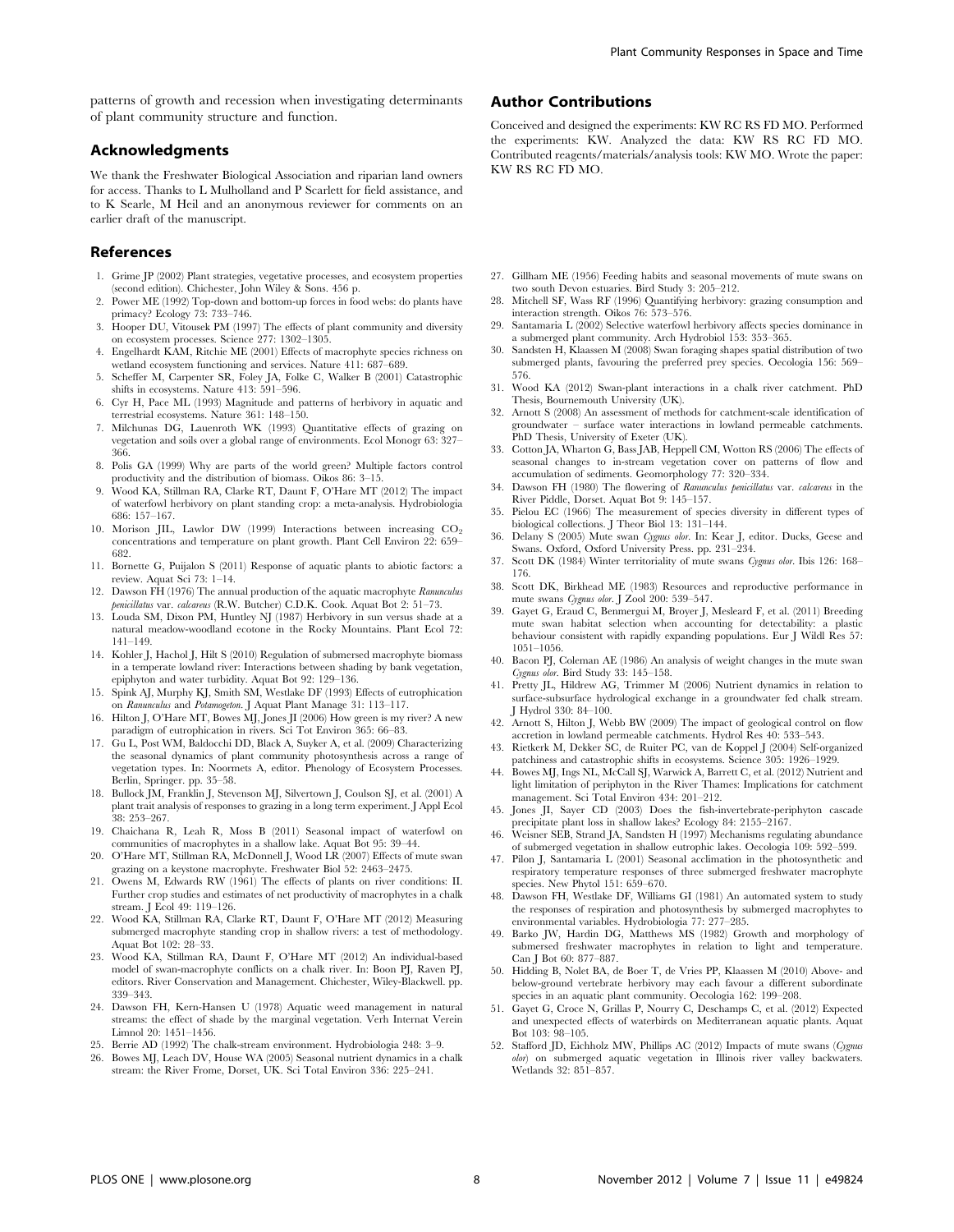patterns of growth and recession when investigating determinants of plant community structure and function.

## Acknowledgments

We thank the Freshwater Biological Association and riparian land owners for access. Thanks to L Mulholland and P Scarlett for field assistance, and to K Searle, M Heil and an anonymous reviewer for comments on an earlier draft of the manuscript.

## Author Contributions

Conceived and designed the experiments: KW RC RS FD MO. Performed the experiments: KW. Analyzed the data: KW RS RC FD MO. Contributed reagents/materials/analysis tools: KW MO. Wrote the paper: KW RS RC FD MO.

## References

1. Grime JP (2002) Plant strategies, vegetative processes, and ecosystem properties (second edition). Chichester, John Wiley & Sons. 456 p.
2. Power ME (1992) Top-down and bottom-up forces in food webs: do plants have primacy? Ecology 73: 733–746.
3. Hooper DU, Vitousek PM (1997) The effects of plant community and diversity on ecosystem processes. Science 277: 1302–1305.
4. Engelhardt KAM, Ritchie ME (2001) Effects of macrophyte species richness on wetland ecosystem functioning and services. Nature 411: 687–689.
5. Scheffer M, Carpenter SR, Foley JA, Folke C, Walker B (2001) Catastrophic shifts in ecosystems. Nature 413: 591–596.
6. Cyr H, Pace ML (1993) Magnitude and patterns of herbivory in aquatic and terrestrial ecosystems. Nature 361: 148–150.
7. Milchunas DG, Lauenroth WK (1993) Quantitative effects of grazing on vegetation and soils over a global range of environments. Ecol Monogr 63: 327–366.
8. Polis GA (1999) Why are parts of the world green? Multiple factors control productivity and the distribution of biomass. Oikos 86: 3–15.
9. Wood KA, Stillman RA, Clarke RT, Daunt F, O'Hare MT (2012) The impact of waterfowl herbivory on plant standing crop: a meta-analysis. Hydrobiologia 686: 157–167.
10. Morison JIL, Lawlor DW (1999) Interactions between increasing $CO_2$ concentrations and temperature on plant growth. Plant Cell Environ 22: 659–682.
11. Bornette G, Puijalon S (2011) Response of aquatic plants to abiotic factors: a review. Aquat Sci 73: 1–14.
12. Dawson FH (1976) The annual production of the aquatic macrophyte *Ranunculus penicillatus* var. *calcareus* (R.W. Butcher) C.D.K. Cook. Aquat Bot 2: 51–73.
13. Louda SM, Dixon PM, Huntley NJ (1987) Herbivory in sun versus shade at a natural meadow-woodland ecotone in the Rocky Mountains. Plant Ecol 72: 141–149.
14. Kohler J, Hachol J, Hilt S (2010) Regulation of submersed macrophyte biomass in a temperate lowland river: Interactions between shading by bank vegetation, epiphyton and water turbidity. Aquat Bot 92: 129–136.
15. Spink AJ, Murphy KJ, Smith SM, Westlake DF (1993) Effects of eutrophication on *Ranunculus* and *Potamogeton*. J Aquat Plant Manage 31: 113–117.
16. Hilton J, O'Hare MT, Bowes MJ, Jones JI (2006) How green is my river? A new paradigm of eutrophication in rivers. Sci Tot Environ 365: 66–83.
17. Gu L, Post WM, Baldocchi DD, Black A, Suyker A, et al. (2009) Characterizing the seasonal dynamics of plant community photosynthesis across a range of vegetation types. In: Noormets A, editor. Phenology of Ecosystem Processes. Berlin, Springer. pp. 35–58.
18. Bullock JM, Franklin J, Stevenson MJ, Silvertown J, Coulson SJ, et al. (2001) A plant trait analysis of responses to grazing in a long term experiment. J Appl Ecol 38: 253–267.
19. Chaichana R, Leah R, Moss B (2011) Seasonal impact of waterfowl on communities of macrophytes in a shallow lake. Aquat Bot 95: 39–44.
20. O'Hare MT, Stillman RA, McDonnell J, Wood LR (2007) Effects of mute swan grazing on a keystone macrophyte. Freshwater Biol 52: 2463–2475.
21. Owens M, Edwards RW (1961) The effects of plants on river conditions: II. Further crop studies and estimates of net productivity of macrophytes in a chalk stream. J Ecol 49: 119–126.
22. Wood KA, Stillman RA, Clarke RT, Daunt F, O'Hare MT (2012) Measuring submerged macrophyte standing crop in shallow rivers: a test of methodology. Aquat Bot 102: 28–33.
23. Wood KA, Stillman RA, Daunt F, O'Hare MT (2012) An individual-based model of swan-macrophyte conflicts on a chalk river. In: Boon PJ, Raven PJ, editors. River Conservation and Management. Chichester, Wiley-Blackwell. pp. 339–343.
24. Dawson FH, Kern-Hansen U (1978) Aquatic weed management in natural streams: the effect of shade by the marginal vegetation. Verh Internat Verein Limnol 20: 1451–1456.
25. Berrie AD (1992) The chalk-stream environment. Hydrobiologia 248: 3–9.
26. Bowes MJ, Leach DV, House WA (2005) Seasonal nutrient dynamics in a chalk stream: the River Frome, Dorset, UK. Sci Total Environ 336: 225–241.
27. Gillham ME (1956) Feeding habits and seasonal movements of mute swans on two south Devon estuaries. Bird Study 3: 205–212.
28. Mitchell SF, Wass RF (1996) Quantifying herbivory: grazing consumption and interaction strength. Oikos 76: 573–576.
29. Santamaria L (2002) Selective waterfowl herbivory affects species dominance in a submerged plant community. Arch Hydrobiol 153: 353–365.
30. Sandsten H, Klaassen M (2008) Swan foraging shapes spatial distribution of two submerged plants, favouring the preferred prey species. Oecologia 156: 569–576.
31. Wood KA (2012) Swan-plant interactions in a chalk river catchment. PhD Thesis, Bournemouth University (UK).
32. Arnott S (2008) An assessment of methods for catchment-scale identification of groundwater – surface water interactions in lowland permeable catchments. PhD Thesis, University of Exeter (UK).
33. Cotton JA, Wharton G, Bass JAB, Heppell CM, Wotton RS (2006) The effects of seasonal changes to in-stream vegetation cover on patterns of flow and accumulation of sediments. Geomorphology 77: 320–334.
34. Dawson FH (1980) The flowering of *Ranunculus penicillatus* var. *calcareus* in the River Piddle, Dorset. Aquat Bot 9: 145–157.
35. Pielou EC (1966) The measurement of species diversity in different types of biological collections. J Theor Biol 13: 131–144.
36. Delany S (2005) Mute swan *Cygnus olor*. In: Kear J, editor. Ducks, Geese and Swans. Oxford, Oxford University Press. pp. 231–234.
37. Scott DK (1984) Winter territoriality of mute swans *Cygnus olor*. Ibis 126: 168–176.
38. Scott DK, Birkhead ME (1983) Resources and reproductive performance in mute swans *Cygnus olor*. J Zool 200: 539–547.
39. Gayet G, Eraud C, Benmergui M, Broyer J, Mesleard F, et al. (2011) Breeding mute swan habitat selection when accounting for detectability: a plastic behaviour consistent with rapidly expanding populations. Eur J Wildl Res 57: 1051–1056.
40. Bacon PJ, Coleman AE (1986) An analysis of weight changes in the mute swan *Cygnus olor*. Bird Study 33: 145–158.
41. Pretty JL, Hildrew AG, Trimmer M (2006) Nutrient dynamics in relation to surface-subsurface hydrological exchange in a groundwater fed chalk stream. J Hydrol 330: 84–100.
42. Arnott S, Hilton J, Webb BW (2009) The impact of geological control on flow accretion in lowland permeable catchments. Hydrol Res 40: 533–543.
43. Rietkerk M, Dekker SC, de Ruiter PC, van de Koppel J (2004) Self-organized patchiness and catastrophic shifts in ecosystems. Science 305: 1926–1929.
44. Bowes MJ, Ings NL, McCall SJ, Warwick A, Barrett C, et al. (2012) Nutrient and light limitation of periphyton in the River Thames: Implications for catchment management. Sci Total Environ 434: 201–212.
45. Jones JI, Sayer CD (2003) Does the fish-invertebrate-periphyton cascade precipitate plant loss in shallow lakes? Ecology 84: 2155–2167.
46. Weisner SEB, Strand JA, Sandsten H (1997) Mechanisms regulating abundance of submerged vegetation in shallow eutrophic lakes. Oecologia 109: 592–599.
47. Pilon J, Santamaria L (2001) Seasonal acclimation in the photosynthetic and respiratory temperature responses of three submerged freshwater macrophyte species. New Phytol 151: 659–670.
48. Dawson FH, Westlake DF, Williams GI (1981) An automated system to study the responses of respiration and photosynthesis by submerged macrophytes to environmental variables. Hydrobiologia 77: 277–285.
49. Barko JW, Hardin DG, Matthews MS (1982) Growth and morphology of submersed freshwater macrophytes in relation to light and temperature. Can J Bot 60: 877–887.
50. Hidding B, Nolet BA, de Boer T, de Vries PP, Klaassen M (2010) Above- and below-ground vertebrate herbivory may each favour a different subordinate species in an aquatic plant community. Oecologia 162: 199–208.
51. Gayet G, Croce N, Grillas P, Nourry C, Deschamps C, et al. (2012) Expected and unexpected effects of waterbirds on Mediterranean aquatic plants. Aquat Bot 103: 98–105.
52. Stafford JD, Eichholz MW, Phillips AC (2012) Impacts of mute swans (*Cygnus olor*) on submerged aquatic vegetation in Illinois river valley backwaters. Wetlands 32: 851–857.